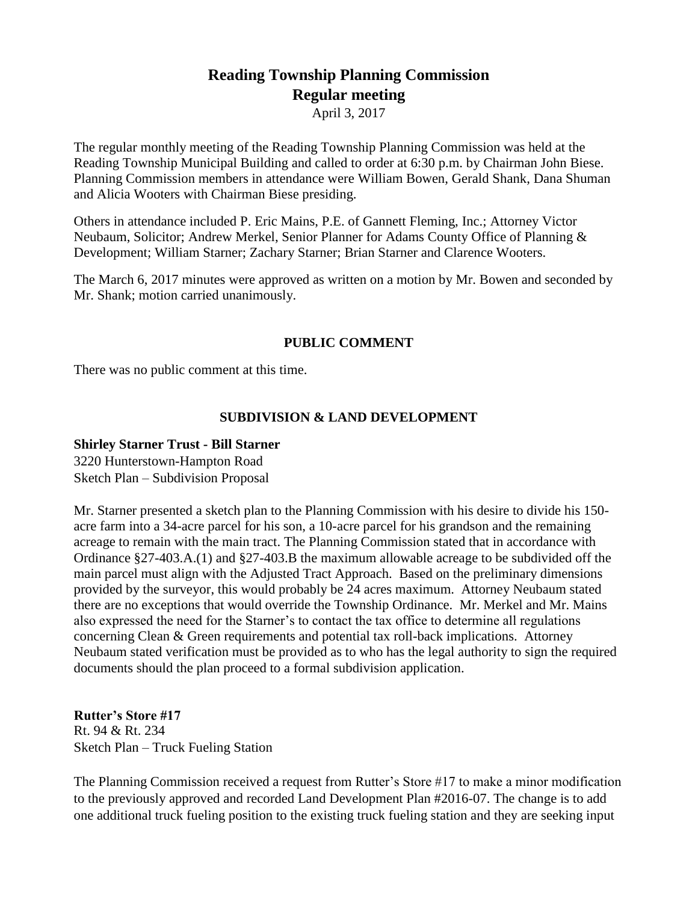# Reading Township Planning Commission
## Regular meeting

April 3, 2017

The regular monthly meeting of the Reading Township Planning Commission was held at the Reading Township Municipal Building and called to order at 6:30 p.m. by Chairman John Biese. Planning Commission members in attendance were William Bowen, Gerald Shank, Dana Shuman and Alicia Wooters with Chairman Biese presiding.

Others in attendance included P. Eric Mains, P.E. of Gannett Fleming, Inc.; Attorney Victor Neubaum, Solicitor; Andrew Merkel, Senior Planner for Adams County Office of Planning & Development; William Starner; Zachary Starner; Brian Starner and Clarence Wooters.

The March 6, 2017 minutes were approved as written on a motion by Mr. Bowen and seconded by Mr. Shank; motion carried unanimously.

### PUBLIC COMMENT

There was no public comment at this time.

### SUBDIVISION & LAND DEVELOPMENT

**Shirley Starner Trust - Bill Starner**
3220 Hunterstown-Hampton Road
Sketch Plan – Subdivision Proposal

Mr. Starner presented a sketch plan to the Planning Commission with his desire to divide his 150-acre farm into a 34-acre parcel for his son, a 10-acre parcel for his grandson and the remaining acreage to remain with the main tract. The Planning Commission stated that in accordance with Ordinance §27-403.A.(1) and §27-403.B the maximum allowable acreage to be subdivided off the main parcel must align with the Adjusted Tract Approach. Based on the preliminary dimensions provided by the surveyor, this would probably be 24 acres maximum. Attorney Neubaum stated there are no exceptions that would override the Township Ordinance. Mr. Merkel and Mr. Mains also expressed the need for the Starner's to contact the tax office to determine all regulations concerning Clean & Green requirements and potential tax roll-back implications. Attorney Neubaum stated verification must be provided as to who has the legal authority to sign the required documents should the plan proceed to a formal subdivision application.

**Rutter's Store #17**
Rt. 94 & Rt. 234
Sketch Plan – Truck Fueling Station

The Planning Commission received a request from Rutter's Store #17 to make a minor modification to the previously approved and recorded Land Development Plan #2016-07. The change is to add one additional truck fueling position to the existing truck fueling station and they are seeking input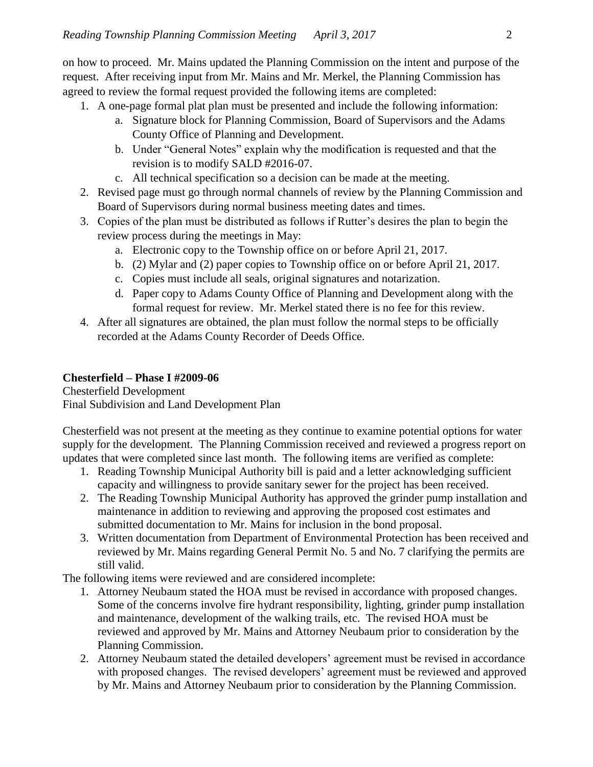on how to proceed. Mr. Mains updated the Planning Commission on the intent and purpose of the request. After receiving input from Mr. Mains and Mr. Merkel, the Planning Commission has agreed to review the formal request provided the following items are completed:

1. A one-page formal plat plan must be presented and include the following information:
   a. Signature block for Planning Commission, Board of Supervisors and the Adams County Office of Planning and Development.
   b. Under "General Notes" explain why the modification is requested and that the revision is to modify SALD #2016-07.
   c. All technical specification so a decision can be made at the meeting.
2. Revised page must go through normal channels of review by the Planning Commission and Board of Supervisors during normal business meeting dates and times.
3. Copies of the plan must be distributed as follows if Rutter's desires the plan to begin the review process during the meetings in May:
   a. Electronic copy to the Township office on or before April 21, 2017.
   b. (2) Mylar and (2) paper copies to Township office on or before April 21, 2017.
   c. Copies must include all seals, original signatures and notarization.
   d. Paper copy to Adams County Office of Planning and Development along with the formal request for review. Mr. Merkel stated there is no fee for this review.
4. After all signatures are obtained, the plan must follow the normal steps to be officially recorded at the Adams County Recorder of Deeds Office.

**Chesterfield – Phase I #2009-06**
Chesterfield Development
Final Subdivision and Land Development Plan

Chesterfield was not present at the meeting as they continue to examine potential options for water supply for the development. The Planning Commission received and reviewed a progress report on updates that were completed since last month. The following items are verified as complete:

1. Reading Township Municipal Authority bill is paid and a letter acknowledging sufficient capacity and willingness to provide sanitary sewer for the project has been received.
2. The Reading Township Municipal Authority has approved the grinder pump installation and maintenance in addition to reviewing and approving the proposed cost estimates and submitted documentation to Mr. Mains for inclusion in the bond proposal.
3. Written documentation from Department of Environmental Protection has been received and reviewed by Mr. Mains regarding General Permit No. 5 and No. 7 clarifying the permits are still valid.

The following items were reviewed and are considered incomplete:

1. Attorney Neubaum stated the HOA must be revised in accordance with proposed changes. Some of the concerns involve fire hydrant responsibility, lighting, grinder pump installation and maintenance, development of the walking trails, etc. The revised HOA must be reviewed and approved by Mr. Mains and Attorney Neubaum prior to consideration by the Planning Commission.
2. Attorney Neubaum stated the detailed developers' agreement must be revised in accordance with proposed changes. The revised developers' agreement must be reviewed and approved by Mr. Mains and Attorney Neubaum prior to consideration by the Planning Commission.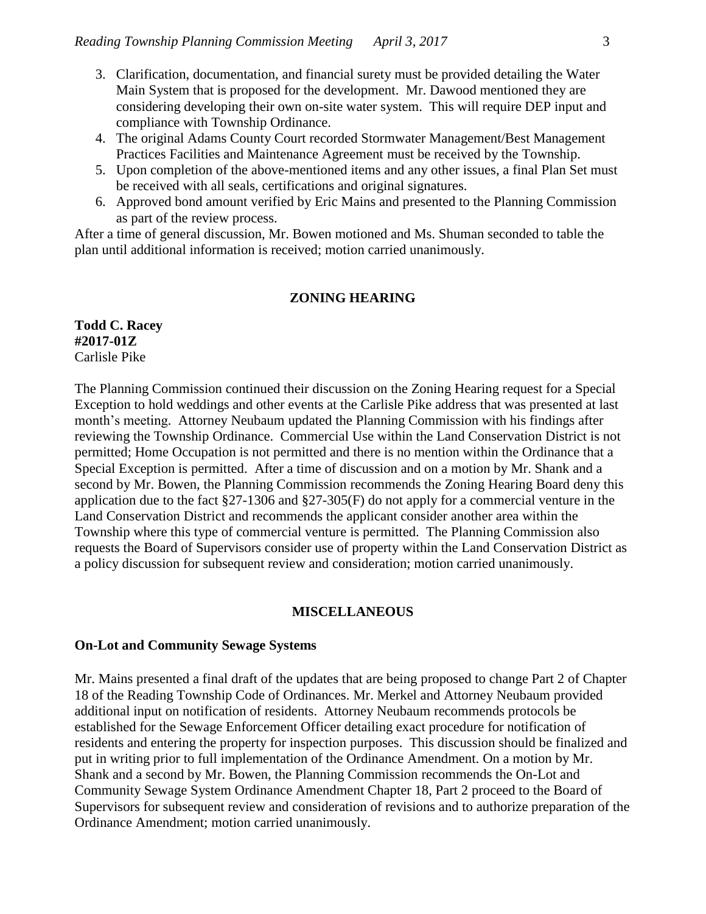3. Clarification, documentation, and financial surety must be provided detailing the Water Main System that is proposed for the development. Mr. Dawood mentioned they are considering developing their own on-site water system. This will require DEP input and compliance with Township Ordinance.
4. The original Adams County Court recorded Stormwater Management/Best Management Practices Facilities and Maintenance Agreement must be received by the Township.
5. Upon completion of the above-mentioned items and any other issues, a final Plan Set must be received with all seals, certifications and original signatures.
6. Approved bond amount verified by Eric Mains and presented to the Planning Commission as part of the review process.

After a time of general discussion, Mr. Bowen motioned and Ms. Shuman seconded to table the plan until additional information is received; motion carried unanimously.

## ZONING HEARING

**Todd C. Racey**
**#2017-01Z**
Carlisle Pike

The Planning Commission continued their discussion on the Zoning Hearing request for a Special Exception to hold weddings and other events at the Carlisle Pike address that was presented at last month's meeting. Attorney Neubaum updated the Planning Commission with his findings after reviewing the Township Ordinance. Commercial Use within the Land Conservation District is not permitted; Home Occupation is not permitted and there is no mention within the Ordinance that a Special Exception is permitted. After a time of discussion and on a motion by Mr. Shank and a second by Mr. Bowen, the Planning Commission recommends the Zoning Hearing Board deny this application due to the fact §27-1306 and §27-305(F) do not apply for a commercial venture in the Land Conservation District and recommends the applicant consider another area within the Township where this type of commercial venture is permitted. The Planning Commission also requests the Board of Supervisors consider use of property within the Land Conservation District as a policy discussion for subsequent review and consideration; motion carried unanimously.

## MISCELLANEOUS

**On-Lot and Community Sewage Systems**

Mr. Mains presented a final draft of the updates that are being proposed to change Part 2 of Chapter 18 of the Reading Township Code of Ordinances. Mr. Merkel and Attorney Neubaum provided additional input on notification of residents. Attorney Neubaum recommends protocols be established for the Sewage Enforcement Officer detailing exact procedure for notification of residents and entering the property for inspection purposes. This discussion should be finalized and put in writing prior to full implementation of the Ordinance Amendment. On a motion by Mr. Shank and a second by Mr. Bowen, the Planning Commission recommends the On-Lot and Community Sewage System Ordinance Amendment Chapter 18, Part 2 proceed to the Board of Supervisors for subsequent review and consideration of revisions and to authorize preparation of the Ordinance Amendment; motion carried unanimously.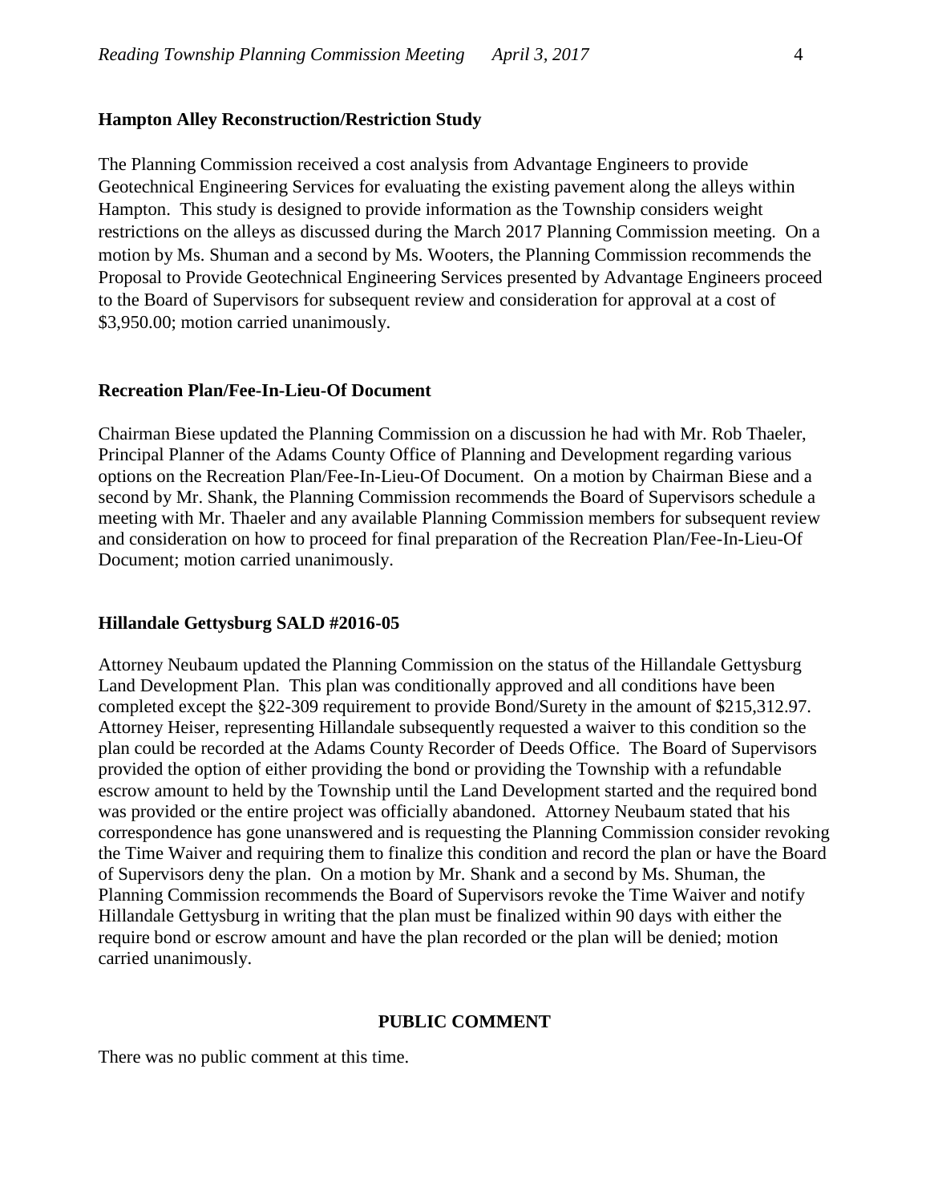### Hampton Alley Reconstruction/Restriction Study

The Planning Commission received a cost analysis from Advantage Engineers to provide Geotechnical Engineering Services for evaluating the existing pavement along the alleys within Hampton. This study is designed to provide information as the Township considers weight restrictions on the alleys as discussed during the March 2017 Planning Commission meeting. On a motion by Ms. Shuman and a second by Ms. Wooters, the Planning Commission recommends the Proposal to Provide Geotechnical Engineering Services presented by Advantage Engineers proceed to the Board of Supervisors for subsequent review and consideration for approval at a cost of $3,950.00; motion carried unanimously.

### Recreation Plan/Fee-In-Lieu-Of Document

Chairman Biese updated the Planning Commission on a discussion he had with Mr. Rob Thaeler, Principal Planner of the Adams County Office of Planning and Development regarding various options on the Recreation Plan/Fee-In-Lieu-Of Document. On a motion by Chairman Biese and a second by Mr. Shank, the Planning Commission recommends the Board of Supervisors schedule a meeting with Mr. Thaeler and any available Planning Commission members for subsequent review and consideration on how to proceed for final preparation of the Recreation Plan/Fee-In-Lieu-Of Document; motion carried unanimously.

### Hillandale Gettysburg SALD #2016-05

Attorney Neubaum updated the Planning Commission on the status of the Hillandale Gettysburg Land Development Plan. This plan was conditionally approved and all conditions have been completed except the §22-309 requirement to provide Bond/Surety in the amount of $215,312.97. Attorney Heiser, representing Hillandale subsequently requested a waiver to this condition so the plan could be recorded at the Adams County Recorder of Deeds Office. The Board of Supervisors provided the option of either providing the bond or providing the Township with a refundable escrow amount to held by the Township until the Land Development started and the required bond was provided or the entire project was officially abandoned. Attorney Neubaum stated that his correspondence has gone unanswered and is requesting the Planning Commission consider revoking the Time Waiver and requiring them to finalize this condition and record the plan or have the Board of Supervisors deny the plan. On a motion by Mr. Shank and a second by Ms. Shuman, the Planning Commission recommends the Board of Supervisors revoke the Time Waiver and notify Hillandale Gettysburg in writing that the plan must be finalized within 90 days with either the require bond or escrow amount and have the plan recorded or the plan will be denied; motion carried unanimously.

## PUBLIC COMMENT

There was no public comment at this time.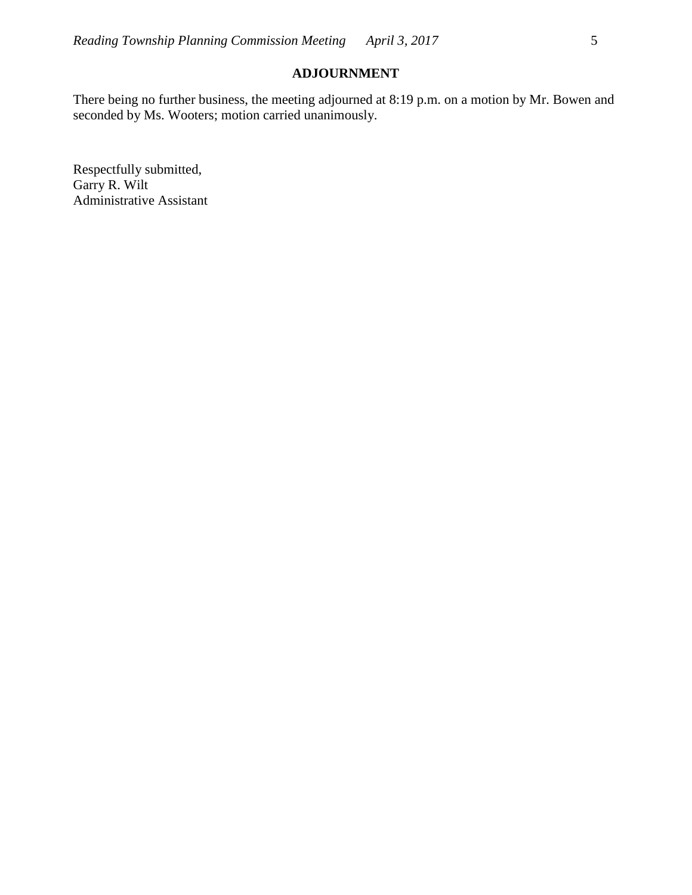## ADJOURNMENT

There being no further business, the meeting adjourned at 8:19 p.m. on a motion by Mr. Bowen and seconded by Ms. Wooters; motion carried unanimously.

Respectfully submitted,
Garry R. Wilt
Administrative Assistant